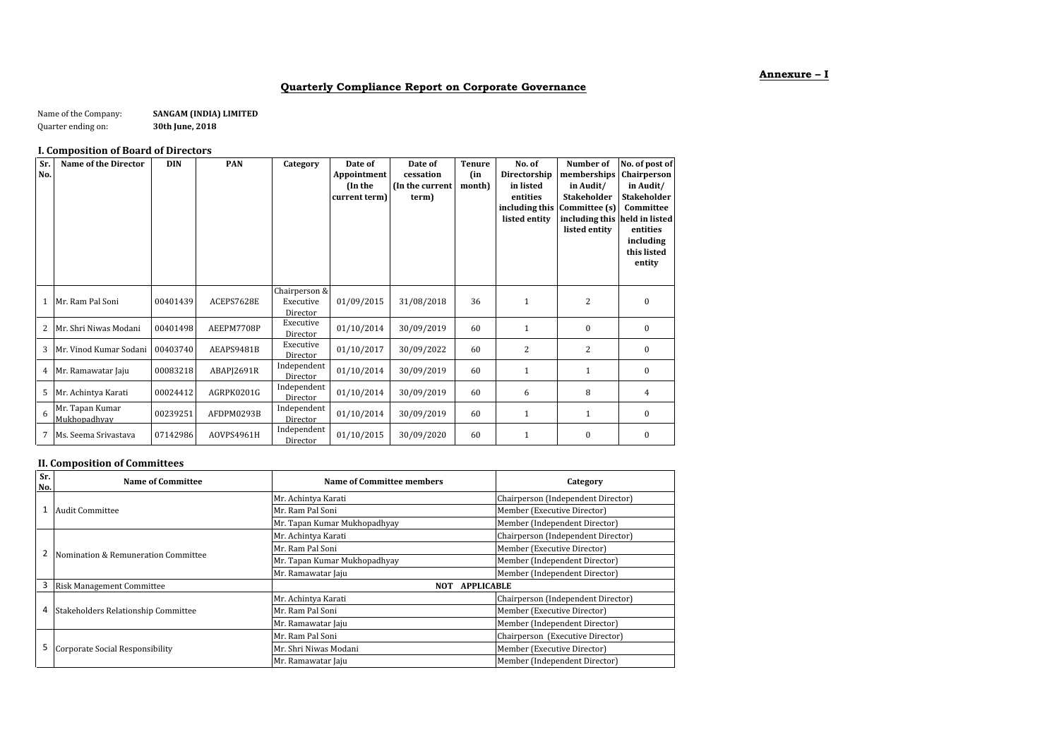**Annexure – I**

# Quarterly Compliance Report on Corporate Governance

Name of the Company: **SANGAM (INDIA) LIMITED**
Quarter ending on: **30th June, 2018**

## I. Composition of Board of Directors

| Sr. No. | Name of the Director | DIN | PAN | Category | Date of Appointment (In the current term) | Date of cessation (In the current term) | Tenure (in month) | No. of Directorship in listed entities including this listed entity | Number of memberships in Audit/ Stakeholder Committee (s) including this listed entity | No. of post of Chairperson in Audit/ Stakeholder Committee held in listed entities including this listed entity |
|---|---|---|---|---|---|---|---|---|---|---|
| 1 | Mr. Ram Pal Soni | 00401439 | ACEPS7628E | Chairperson & Executive Director | 01/09/2015 | 31/08/2018 | 36 | 1 | 2 | 0 |
| 2 | Mr. Shri Niwas Modani | 00401498 | AEEPM7708P | Executive Director | 01/10/2014 | 30/09/2019 | 60 | 1 | 0 | 0 |
| 3 | Mr. Vinod Kumar Sodani | 00403740 | AEAPS9481B | Executive Director | 01/10/2017 | 30/09/2022 | 60 | 2 | 2 | 0 |
| 4 | Mr. Ramawatar Jaju | 00083218 | ABAPJ2691R | Independent Director | 01/10/2014 | 30/09/2019 | 60 | 1 | 1 | 0 |
| 5 | Mr. Achintya Karati | 00024412 | AGRPK0201G | Independent Director | 01/10/2014 | 30/09/2019 | 60 | 6 | 8 | 4 |
| 6 | Mr. Tapan Kumar Mukhopadhyay | 00239251 | AFDPM0293B | Independent Director | 01/10/2014 | 30/09/2019 | 60 | 1 | 1 | 0 |
| 7 | Ms. Seema Srivastava | 07142986 | AOVPS4961H | Independent Director | 01/10/2015 | 30/09/2020 | 60 | 1 | 0 | 0 |

## II. Composition of Committees

| Sr. No. | Name of Committee | Name of Committee members | Category |
|---|---|---|---|
| 1 | Audit Committee | Mr. Achintya Karati | Chairperson (Independent Director) |
| | | Mr. Ram Pal Soni | Member (Executive Director) |
| | | Mr. Tapan Kumar Mukhopadhyay | Member (Independent Director) |
| 2 | Nomination & Remuneration Committee | Mr. Achintya Karati | Chairperson (Independent Director) |
| | | Mr. Ram Pal Soni | Member (Executive Director) |
| | | Mr. Tapan Kumar Mukhopadhyay | Member (Independent Director) |
| | | Mr. Ramawatar Jaju | Member (Independent Director) |
| 3 | Risk Management Committee | NOT APPLICABLE | |
| 4 | Stakeholders Relationship Committee | Mr. Achintya Karati | Chairperson (Independent Director) |
| | | Mr. Ram Pal Soni | Member (Executive Director) |
| | | Mr. Ramawatar Jaju | Member (Independent Director) |
| 5 | Corporate Social Responsibility | Mr. Ram Pal Soni | Chairperson (Executive Director) |
| | | Mr. Shri Niwas Modani | Member (Executive Director) |
| | | Mr. Ramawatar Jaju | Member (Independent Director) |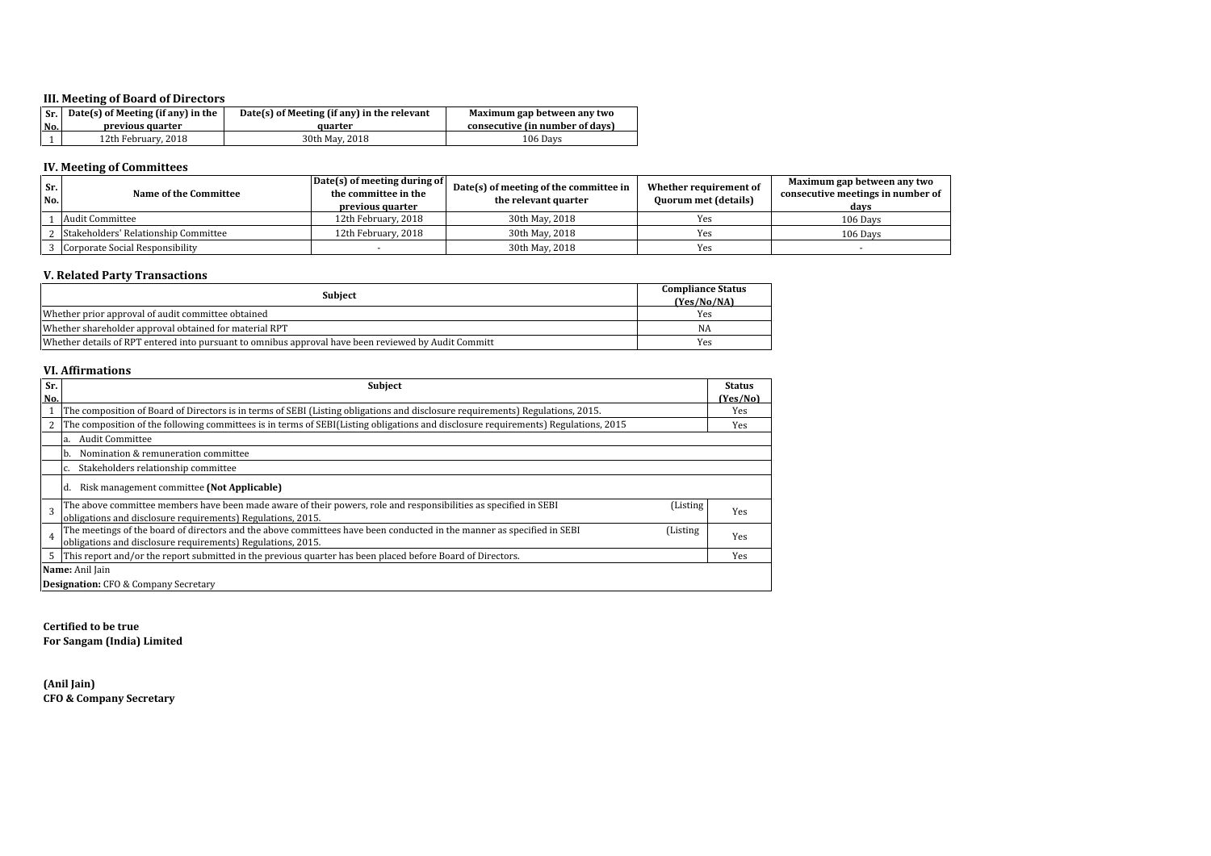### III. Meeting of Board of Directors

| Sr. No. | Date(s) of Meeting (if any) in the previous quarter | Date(s) of Meeting (if any) in the relevant quarter | Maximum gap between any two consecutive (in number of days) |
|---|---|---|---|
| 1 | 12th February, 2018 | 30th May, 2018 | 106 Days |

### IV. Meeting of Committees

| Sr. No. | Name of the Committee | Date(s) of meeting during of the committee in the previous quarter | Date(s) of meeting of the committee in the relevant quarter | Whether requirement of Quorum met (details) | Maximum gap between any two consecutive meetings in number of days |
|---|---|---|---|---|---|
| 1 | Audit Committee | 12th February, 2018 | 30th May, 2018 | Yes | 106 Days |
| 2 | Stakeholders' Relationship Committee | 12th February, 2018 | 30th May, 2018 | Yes | 106 Days |
| 3 | Corporate Social Responsibility | - | 30th May, 2018 | Yes | - |

### V. Related Party Transactions

| Subject | Compliance Status (Yes/No/NA) |
|---|---|
| Whether prior approval of audit committee obtained | Yes |
| Whether shareholder approval obtained for material RPT | NA |
| Whether details of RPT entered into pursuant to omnibus approval have been reviewed by Audit Committ | Yes |

### VI. Affirmations

| Sr. No. | Subject | Status (Yes/No) |
|---|---|---|
| 1 | The composition of Board of Directors is in terms of SEBI (Listing obligations and disclosure requirements) Regulations, 2015. | Yes |
| 2 | The composition of the following committees is in terms of SEBI(Listing obligations and disclosure requirements) Regulations, 2015 | Yes |
| | a. Audit Committee | |
| | b. Nomination & remuneration committee | |
| | c. Stakeholders relationship committee | |
| | d. Risk management committee **(Not Applicable)** | |
| 3 | The above committee members have been made aware of their powers, role and responsibilities as specified in SEBI (Listing obligations and disclosure requirements) Regulations, 2015. | Yes |
| 4 | The meetings of the board of directors and the above committees have been conducted in the manner as specified in SEBI (Listing obligations and disclosure requirements) Regulations, 2015. | Yes |
| 5 | This report and/or the report submitted in the previous quarter has been placed before Board of Directors. | Yes |
| **Name:** Anil Jain | | |
| **Designation:** CFO & Company Secretary | | |

**Certified to be true**
**For Sangam (India) Limited**

**(Anil Jain)**
**CFO & Company Secretary**